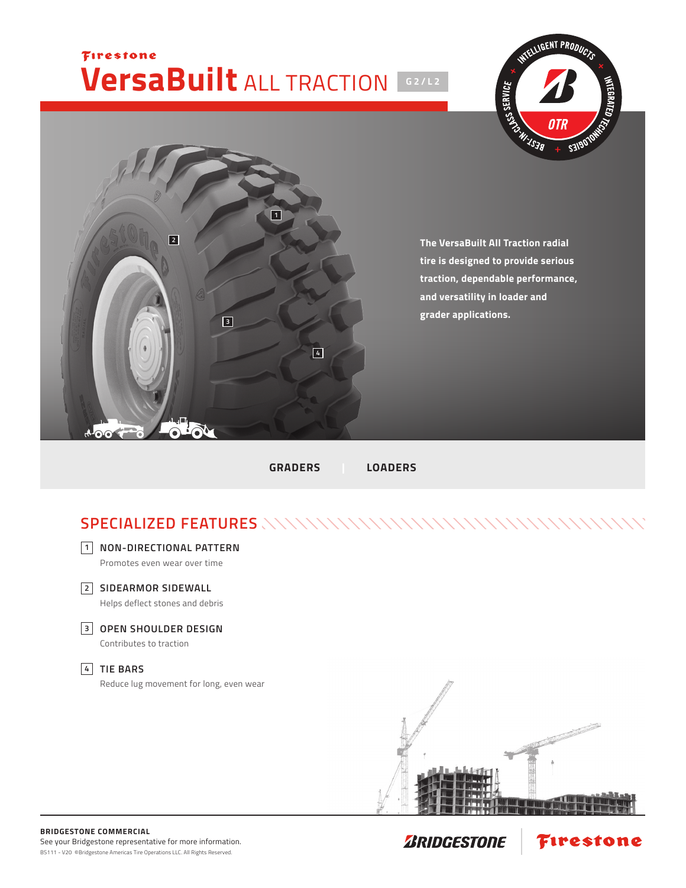Firestone

# VersaBuilt ALL TRACTION

G2/L2

INTELLIGENT PRODUCTS + INTEGRATED TECHNOLOGIES + BEST-IN-CLASS SERVICE

OTR

**The VersaBuilt All Traction radial tire is designed to provide serious traction, dependable performance, and versatility in loader and grader applications.**

**GRADERS** | **LOADERS**

## SPECIALIZED FEATURES

1. **NON-DIRECTIONAL PATTERN**
   Promotes even wear over time

2. **SIDEARMOR SIDEWALL**
   Helps deflect stones and debris

3. **OPEN SHOULDER DESIGN**
   Contributes to traction

4. **TIE BARS**
   Reduce lug movement for long, even wear

**BRIDGESTONE COMMERCIAL**
See your Bridgestone representative for more information.
BS111 - V20 ©Bridgestone Americas Tire Operations LLC. All Rights Reserved.

BRIDGESTONE | Firestone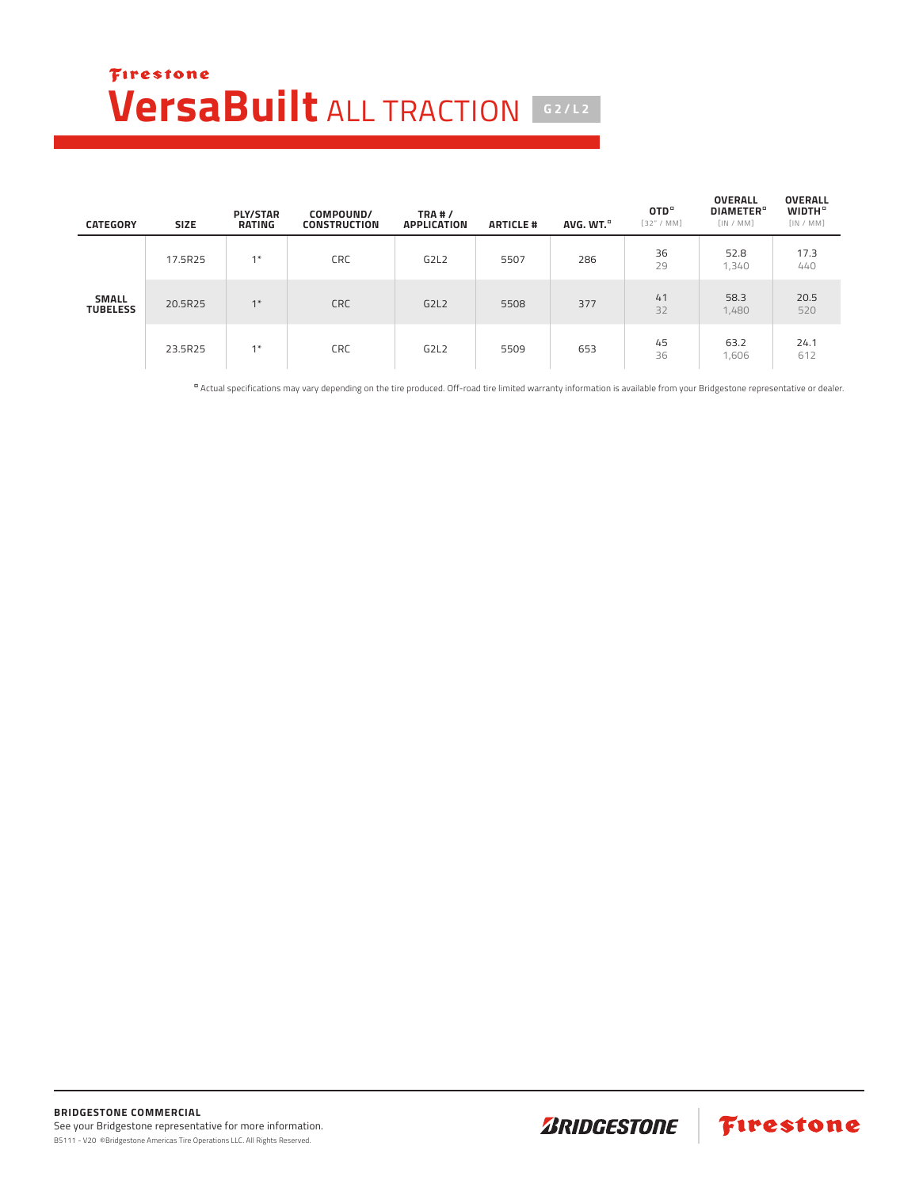Firestone

# VersaBuilt ALL TRACTION G2/L2

| CATEGORY | SIZE | PLY/STAR RATING | COMPOUND/ CONSTRUCTION | TRA # / APPLICATION | ARTICLE # | AVG. WT.▫ | OTD▫ [32" / MM] | OVERALL DIAMETER▫ [IN / MM] | OVERALL WIDTH▫ [IN / MM] |
|---|---|---|---|---|---|---|---|---|---|
| SMALL TUBELESS | 17.5R25 | 1* | CRC | G2L2 | 5507 | 286 | 36 29 | 52.8 1,340 | 17.3 440 |
| | 20.5R25 | 1* | CRC | G2L2 | 5508 | 377 | 41 32 | 58.3 1,480 | 20.5 520 |
| | 23.5R25 | 1* | CRC | G2L2 | 5509 | 653 | 45 36 | 63.2 1,606 | 24.1 612 |

▫ Actual specifications may vary depending on the tire produced. Off-road tire limited warranty information is available from your Bridgestone representative or dealer.

**BRIDGESTONE COMMERCIAL**
See your Bridgestone representative for more information.
BS111 - V20 ©Bridgestone Americas Tire Operations LLC. All Rights Reserved.

BRIDGESTONE Firestone